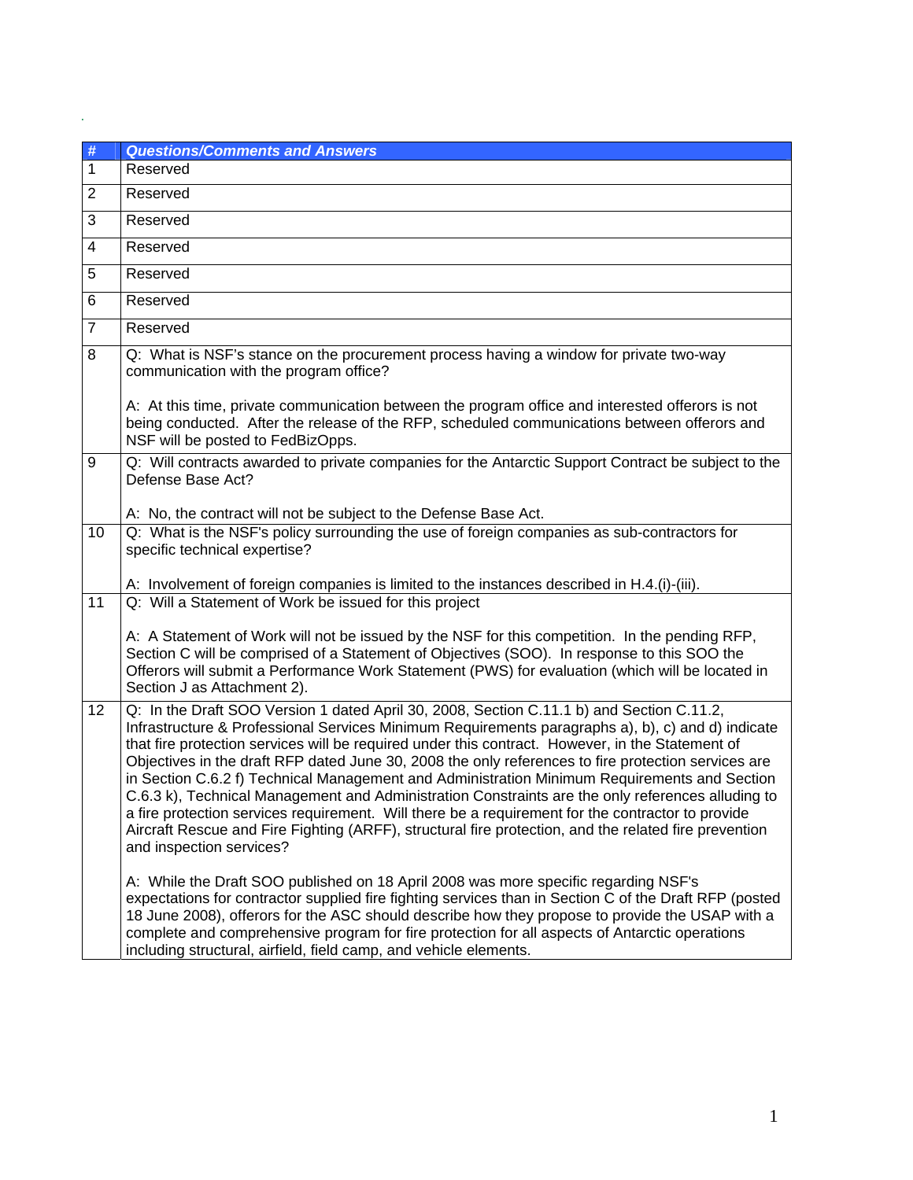| # | *Questions/Comments and Answers* |
|---|---|
| 1 | Reserved |
| 2 | Reserved |
| 3 | Reserved |
| 4 | Reserved |
| 5 | Reserved |
| 6 | Reserved |
| 7 | Reserved |
| 8 | Q: What is NSF's stance on the procurement process having a window for private two-way communication with the program office?<br><br>A: At this time, private communication between the program office and interested offerors is not being conducted. After the release of the RFP, scheduled communications between offerors and NSF will be posted to FedBizOpps. |
| 9 | Q: Will contracts awarded to private companies for the Antarctic Support Contract be subject to the Defense Base Act?<br><br>A: No, the contract will not be subject to the Defense Base Act. |
| 10 | Q: What is the NSF's policy surrounding the use of foreign companies as sub-contractors for specific technical expertise?<br><br>A: Involvement of foreign companies is limited to the instances described in H.4.(i)-(iii). |
| 11 | Q: Will a Statement of Work be issued for this project<br><br>A: A Statement of Work will not be issued by the NSF for this competition. In the pending RFP, Section C will be comprised of a Statement of Objectives (SOO). In response to this SOO the Offerors will submit a Performance Work Statement (PWS) for evaluation (which will be located in Section J as Attachment 2). |
| 12 | Q: In the Draft SOO Version 1 dated April 30, 2008, Section C.11.1 b) and Section C.11.2, Infrastructure & Professional Services Minimum Requirements paragraphs a), b), c) and d) indicate that fire protection services will be required under this contract. However, in the Statement of Objectives in the draft RFP dated June 30, 2008 the only references to fire protection services are in Section C.6.2 f) Technical Management and Administration Minimum Requirements and Section C.6.3 k), Technical Management and Administration Constraints are the only references alluding to a fire protection services requirement. Will there be a requirement for the contractor to provide Aircraft Rescue and Fire Fighting (ARFF), structural fire protection, and the related fire prevention and inspection services?<br><br>A: While the Draft SOO published on 18 April 2008 was more specific regarding NSF's expectations for contractor supplied fire fighting services than in Section C of the Draft RFP (posted 18 June 2008), offerors for the ASC should describe how they propose to provide the USAP with a complete and comprehensive program for fire protection for all aspects of Antarctic operations including structural, airfield, field camp, and vehicle elements. |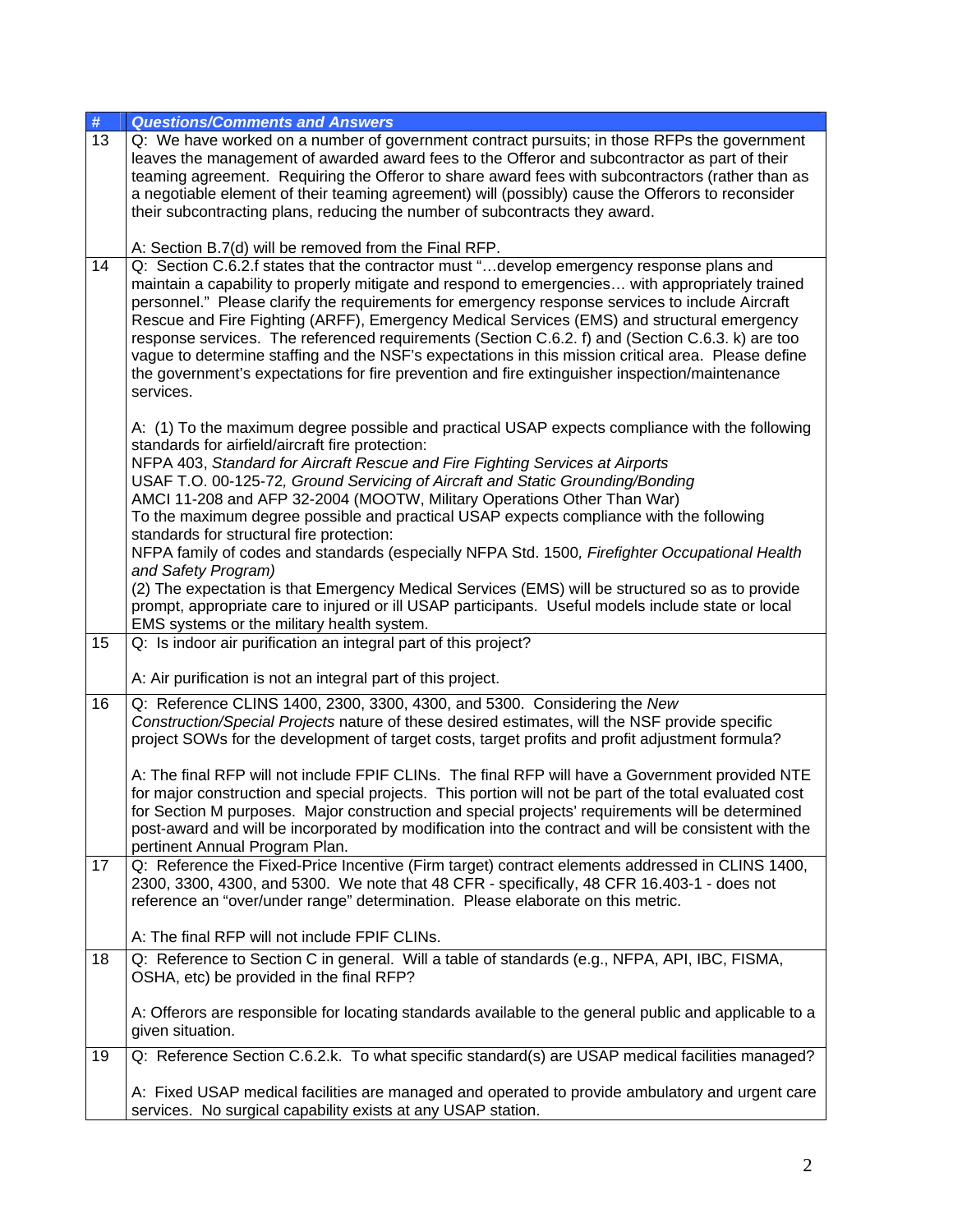| # | *Questions/Comments and Answers* |
|---|---|
| 13 | Q: We have worked on a number of government contract pursuits; in those RFPs the government leaves the management of awarded award fees to the Offeror and subcontractor as part of their teaming agreement. Requiring the Offeror to share award fees with subcontractors (rather than as a negotiable element of their teaming agreement) will (possibly) cause the Offerors to reconsider their subcontracting plans, reducing the number of subcontracts they award.<br><br>A: Section B.7(d) will be removed from the Final RFP. |
| 14 | Q: Section C.6.2.f states that the contractor must "…develop emergency response plans and maintain a capability to properly mitigate and respond to emergencies… with appropriately trained personnel." Please clarify the requirements for emergency response services to include Aircraft Rescue and Fire Fighting (ARFF), Emergency Medical Services (EMS) and structural emergency response services. The referenced requirements (Section C.6.2. f) and (Section C.6.3. k) are too vague to determine staffing and the NSF's expectations in this mission critical area. Please define the government's expectations for fire prevention and fire extinguisher inspection/maintenance services.<br><br>A: (1) To the maximum degree possible and practical USAP expects compliance with the following standards for airfield/aircraft fire protection:<br>NFPA 403, *Standard for Aircraft Rescue and Fire Fighting Services at Airports*<br>USAF T.O. 00-125-72*, Ground Servicing of Aircraft and Static Grounding/Bonding*<br>AMCI 11-208 and AFP 32-2004 (MOOTW, Military Operations Other Than War)<br>To the maximum degree possible and practical USAP expects compliance with the following standards for structural fire protection:<br>NFPA family of codes and standards (especially NFPA Std. 1500*, Firefighter Occupational Health and Safety Program)*<br>(2) The expectation is that Emergency Medical Services (EMS) will be structured so as to provide prompt, appropriate care to injured or ill USAP participants. Useful models include state or local EMS systems or the military health system. |
| 15 | Q: Is indoor air purification an integral part of this project?<br><br>A: Air purification is not an integral part of this project. |
| 16 | Q: Reference CLINS 1400, 2300, 3300, 4300, and 5300. Considering the *New Construction/Special Projects* nature of these desired estimates, will the NSF provide specific project SOWs for the development of target costs, target profits and profit adjustment formula?<br><br>A: The final RFP will not include FPIF CLINs. The final RFP will have a Government provided NTE for major construction and special projects. This portion will not be part of the total evaluated cost for Section M purposes. Major construction and special projects' requirements will be determined post-award and will be incorporated by modification into the contract and will be consistent with the pertinent Annual Program Plan. |
| 17 | Q: Reference the Fixed-Price Incentive (Firm target) contract elements addressed in CLINS 1400, 2300, 3300, 4300, and 5300. We note that 48 CFR - specifically, 48 CFR 16.403-1 - does not reference an "over/under range" determination. Please elaborate on this metric.<br><br>A: The final RFP will not include FPIF CLINs. |
| 18 | Q: Reference to Section C in general. Will a table of standards (e.g., NFPA, API, IBC, FISMA, OSHA, etc) be provided in the final RFP?<br><br>A: Offerors are responsible for locating standards available to the general public and applicable to a given situation. |
| 19 | Q: Reference Section C.6.2.k. To what specific standard(s) are USAP medical facilities managed?<br><br>A: Fixed USAP medical facilities are managed and operated to provide ambulatory and urgent care services. No surgical capability exists at any USAP station. |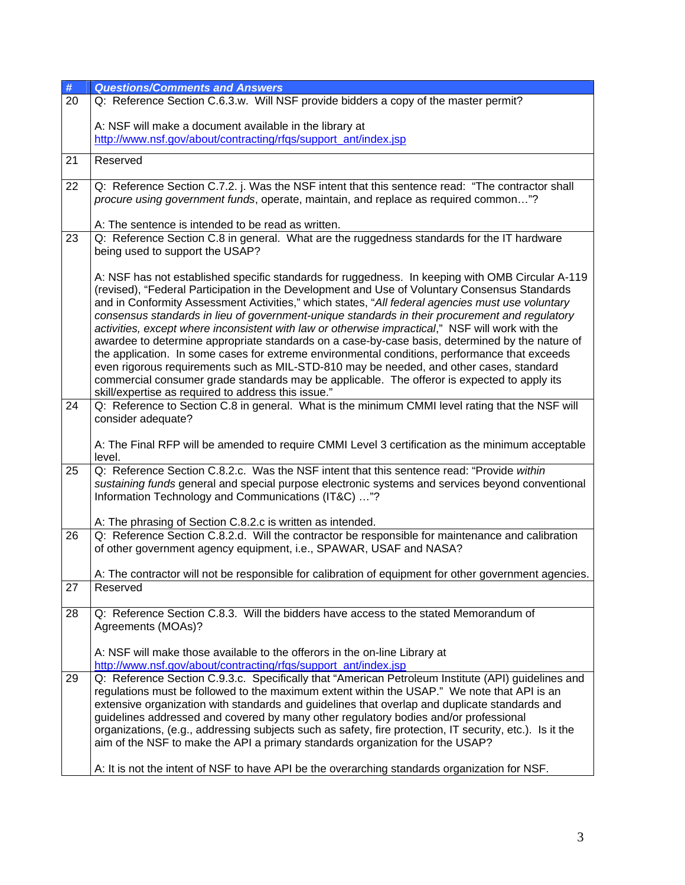| # | Questions/Comments and Answers |
|---|---|
| 20 | Q: Reference Section C.6.3.w. Will NSF provide bidders a copy of the master permit?<br><br>A: NSF will make a document available in the library at http://www.nsf.gov/about/contracting/rfqs/support_ant/index.jsp |
| 21 | Reserved |
| 22 | Q: Reference Section C.7.2. j. Was the NSF intent that this sentence read: "The contractor shall *procure using government funds*, operate, maintain, and replace as required common…"?<br><br>A: The sentence is intended to be read as written. |
| 23 | Q: Reference Section C.8 in general. What are the ruggedness standards for the IT hardware being used to support the USAP?<br><br>A: NSF has not established specific standards for ruggedness. In keeping with OMB Circular A-119 (revised), "Federal Participation in the Development and Use of Voluntary Consensus Standards and in Conformity Assessment Activities," which states, "*All federal agencies must use voluntary consensus standards in lieu of government-unique standards in their procurement and regulatory activities, except where inconsistent with law or otherwise impractical*," NSF will work with the awardee to determine appropriate standards on a case-by-case basis, determined by the nature of the application. In some cases for extreme environmental conditions, performance that exceeds even rigorous requirements such as MIL-STD-810 may be needed, and other cases, standard commercial consumer grade standards may be applicable. The offeror is expected to apply its skill/expertise as required to address this issue." |
| 24 | Q: Reference to Section C.8 in general. What is the minimum CMMI level rating that the NSF will consider adequate?<br><br>A: The Final RFP will be amended to require CMMI Level 3 certification as the minimum acceptable level. |
| 25 | Q: Reference Section C.8.2.c. Was the NSF intent that this sentence read: "Provide *within sustaining funds* general and special purpose electronic systems and services beyond conventional Information Technology and Communications (IT&C) …"?<br><br>A: The phrasing of Section C.8.2.c is written as intended. |
| 26 | Q: Reference Section C.8.2.d. Will the contractor be responsible for maintenance and calibration of other government agency equipment, i.e., SPAWAR, USAF and NASA?<br><br>A: The contractor will not be responsible for calibration of equipment for other government agencies. |
| 27 | Reserved |
| 28 | Q: Reference Section C.8.3. Will the bidders have access to the stated Memorandum of Agreements (MOAs)?<br><br>A: NSF will make those available to the offerors in the on-line Library at http://www.nsf.gov/about/contracting/rfqs/support_ant/index.jsp |
| 29 | Q: Reference Section C.9.3.c. Specifically that "American Petroleum Institute (API) guidelines and regulations must be followed to the maximum extent within the USAP." We note that API is an extensive organization with standards and guidelines that overlap and duplicate standards and guidelines addressed and covered by many other regulatory bodies and/or professional organizations, (e.g., addressing subjects such as safety, fire protection, IT security, etc.). Is it the aim of the NSF to make the API a primary standards organization for the USAP?<br><br>A: It is not the intent of NSF to have API be the overarching standards organization for NSF. |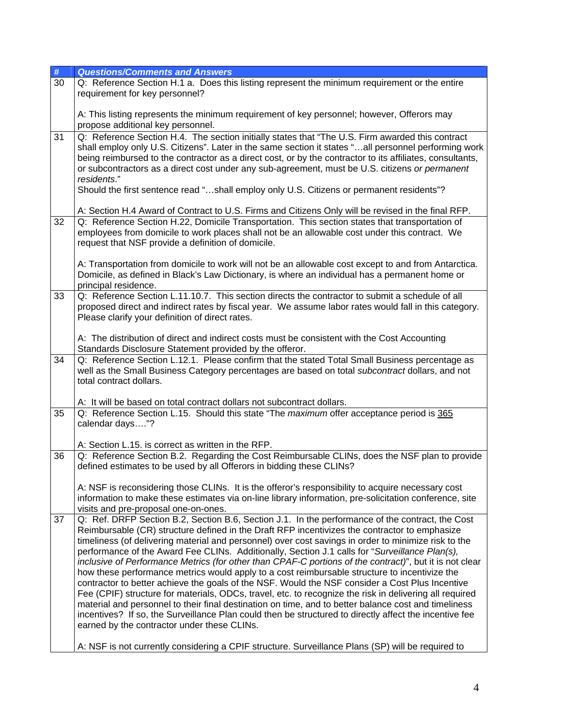| # | *Questions/Comments and Answers* |
|---|---|
| 30 | Q: Reference Section H.1 a. Does this listing represent the minimum requirement or the entire requirement for key personnel?<br><br>A: This listing represents the minimum requirement of key personnel; however, Offerors may propose additional key personnel. |
| 31 | Q: Reference Section H.4. The section initially states that "The U.S. Firm awarded this contract shall employ only U.S. Citizens". Later in the same section it states "…all personnel performing work being reimbursed to the contractor as a direct cost, or by the contractor to its affiliates, consultants, or subcontractors as a direct cost under any sub-agreement, must be U.S. citizens *or permanent residents*."<br>Should the first sentence read "…shall employ only U.S. Citizens or permanent residents"?<br><br>A: Section H.4 Award of Contract to U.S. Firms and Citizens Only will be revised in the final RFP. |
| 32 | Q: Reference Section H.22, Domicile Transportation. This section states that transportation of employees from domicile to work places shall not be an allowable cost under this contract. We request that NSF provide a definition of domicile.<br><br>A: Transportation from domicile to work will not be an allowable cost except to and from Antarctica. Domicile, as defined in Black's Law Dictionary, is where an individual has a permanent home or principal residence. |
| 33 | Q: Reference Section L.11.10.7. This section directs the contractor to submit a schedule of all proposed direct and indirect rates by fiscal year. We assume labor rates would fall in this category. Please clarify your definition of direct rates.<br><br>A: The distribution of direct and indirect costs must be consistent with the Cost Accounting Standards Disclosure Statement provided by the offeror. |
| 34 | Q: Reference Section L.12.1. Please confirm that the stated Total Small Business percentage as well as the Small Business Category percentages are based on total *subcontract* dollars, and not total contract dollars.<br><br>A: It will be based on total contract dollars not subcontract dollars. |
| 35 | Q: Reference Section L.15. Should this state "The *maximum* offer acceptance period is 365 calendar days…."?<br><br>A: Section L.15. is correct as written in the RFP. |
| 36 | Q: Reference Section B.2. Regarding the Cost Reimbursable CLINs, does the NSF plan to provide defined estimates to be used by all Offerors in bidding these CLINs?<br><br>A: NSF is reconsidering those CLINs. It is the offeror's responsibility to acquire necessary cost information to make these estimates via on-line library information, pre-solicitation conference, site visits and pre-proposal one-on-ones. |
| 37 | Q: Ref. DRFP Section B.2, Section B.6, Section J.1. In the performance of the contract, the Cost Reimbursable (CR) structure defined in the Draft RFP incentivizes the contractor to emphasize timeliness (of delivering material and personnel) over cost savings in order to minimize risk to the performance of the Award Fee CLINs. Additionally, Section J.1 calls for "*Surveillance Plan(s), inclusive of Performance Metrics (for other than CPAF-C portions of the contract)*", but it is not clear how these performance metrics would apply to a cost reimbursable structure to incentivize the contractor to better achieve the goals of the NSF. Would the NSF consider a Cost Plus Incentive Fee (CPIF) structure for materials, ODCs, travel, etc. to recognize the risk in delivering all required material and personnel to their final destination on time, and to better balance cost and timeliness incentives? If so, the Surveillance Plan could then be structured to directly affect the incentive fee earned by the contractor under these CLINs.<br><br>A: NSF is not currently considering a CPIF structure. Surveillance Plans (SP) will be required to |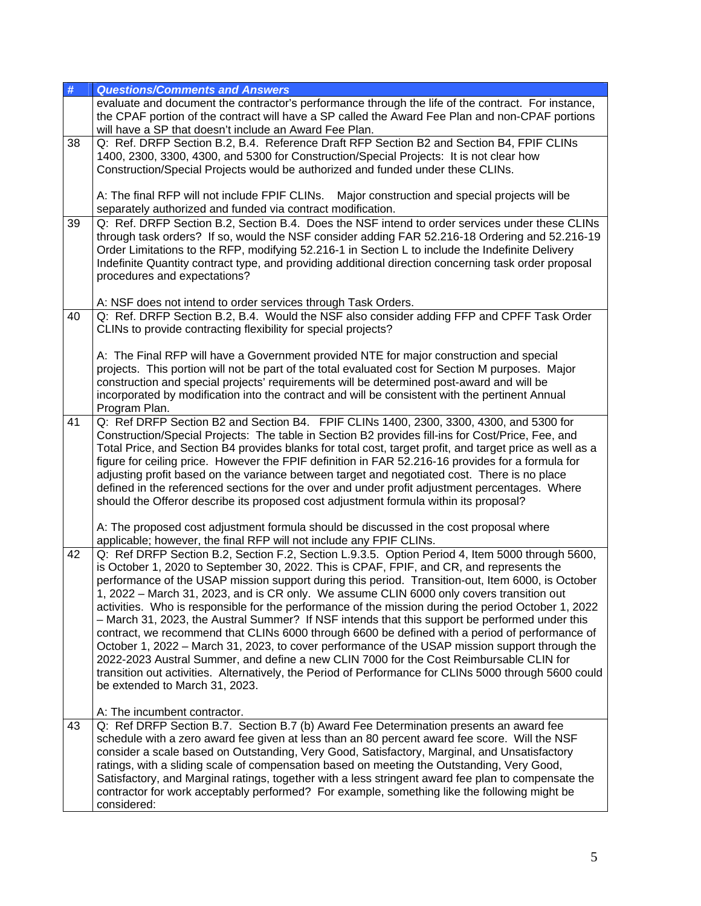| # | *Questions/Comments and Answers* |
| --- | --- |
| | evaluate and document the contractor's performance through the life of the contract. For instance, the CPAF portion of the contract will have a SP called the Award Fee Plan and non-CPAF portions will have a SP that doesn't include an Award Fee Plan. |
| 38 | Q: Ref. DRFP Section B.2, B.4. Reference Draft RFP Section B2 and Section B4, FPIF CLINs 1400, 2300, 3300, 4300, and 5300 for Construction/Special Projects: It is not clear how Construction/Special Projects would be authorized and funded under these CLINs.<br><br>A: The final RFP will not include FPIF CLINs. Major construction and special projects will be separately authorized and funded via contract modification. |
| 39 | Q: Ref. DRFP Section B.2, Section B.4. Does the NSF intend to order services under these CLINs through task orders? If so, would the NSF consider adding FAR 52.216-18 Ordering and 52.216-19 Order Limitations to the RFP, modifying 52.216-1 in Section L to include the Indefinite Delivery Indefinite Quantity contract type, and providing additional direction concerning task order proposal procedures and expectations?<br><br>A: NSF does not intend to order services through Task Orders. |
| 40 | Q: Ref. DRFP Section B.2, B.4. Would the NSF also consider adding FFP and CPFF Task Order CLINs to provide contracting flexibility for special projects?<br><br>A: The Final RFP will have a Government provided NTE for major construction and special projects. This portion will not be part of the total evaluated cost for Section M purposes. Major construction and special projects' requirements will be determined post-award and will be incorporated by modification into the contract and will be consistent with the pertinent Annual Program Plan. |
| 41 | Q: Ref DRFP Section B2 and Section B4. FPIF CLINs 1400, 2300, 3300, 4300, and 5300 for Construction/Special Projects: The table in Section B2 provides fill-ins for Cost/Price, Fee, and Total Price, and Section B4 provides blanks for total cost, target profit, and target price as well as a figure for ceiling price. However the FPIF definition in FAR 52.216-16 provides for a formula for adjusting profit based on the variance between target and negotiated cost. There is no place defined in the referenced sections for the over and under profit adjustment percentages. Where should the Offeror describe its proposed cost adjustment formula within its proposal?<br><br>A: The proposed cost adjustment formula should be discussed in the cost proposal where applicable; however, the final RFP will not include any FPIF CLINs. |
| 42 | Q: Ref DRFP Section B.2, Section F.2, Section L.9.3.5. Option Period 4, Item 5000 through 5600, is October 1, 2020 to September 30, 2022. This is CPAF, FPIF, and CR, and represents the performance of the USAP mission support during this period. Transition-out, Item 6000, is October 1, 2022 – March 31, 2023, and is CR only. We assume CLIN 6000 only covers transition out activities. Who is responsible for the performance of the mission during the period October 1, 2022 – March 31, 2023, the Austral Summer? If NSF intends that this support be performed under this contract, we recommend that CLINs 6000 through 6600 be defined with a period of performance of October 1, 2022 – March 31, 2023, to cover performance of the USAP mission support through the 2022-2023 Austral Summer, and define a new CLIN 7000 for the Cost Reimbursable CLIN for transition out activities. Alternatively, the Period of Performance for CLINs 5000 through 5600 could be extended to March 31, 2023.<br><br>A: The incumbent contractor. |
| 43 | Q: Ref DRFP Section B.7. Section B.7 (b) Award Fee Determination presents an award fee schedule with a zero award fee given at less than an 80 percent award fee score. Will the NSF consider a scale based on Outstanding, Very Good, Satisfactory, Marginal, and Unsatisfactory ratings, with a sliding scale of compensation based on meeting the Outstanding, Very Good, Satisfactory, and Marginal ratings, together with a less stringent award fee plan to compensate the contractor for work acceptably performed? For example, something like the following might be considered: |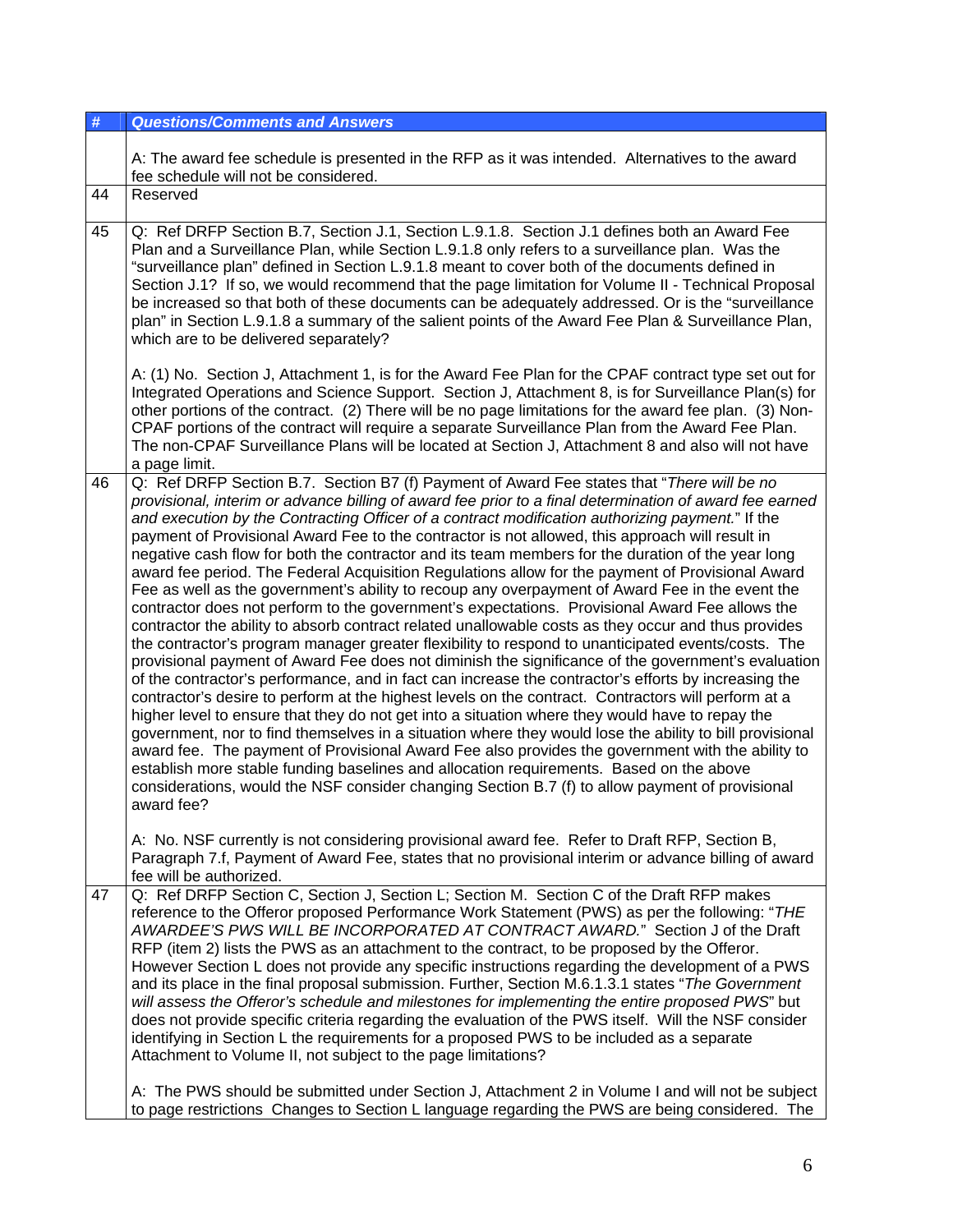| # | Questions/Comments and Answers |
|---|---|
| | A: The award fee schedule is presented in the RFP as it was intended. Alternatives to the award fee schedule will not be considered. |
| 44 | Reserved |
| 45 | Q: Ref DRFP Section B.7, Section J.1, Section L.9.1.8. Section J.1 defines both an Award Fee Plan and a Surveillance Plan, while Section L.9.1.8 only refers to a surveillance plan. Was the "surveillance plan" defined in Section L.9.1.8 meant to cover both of the documents defined in Section J.1? If so, we would recommend that the page limitation for Volume II - Technical Proposal be increased so that both of these documents can be adequately addressed. Or is the "surveillance plan" in Section L.9.1.8 a summary of the salient points of the Award Fee Plan & Surveillance Plan, which are to be delivered separately?<br><br>A: (1) No. Section J, Attachment 1, is for the Award Fee Plan for the CPAF contract type set out for Integrated Operations and Science Support. Section J, Attachment 8, is for Surveillance Plan(s) for other portions of the contract. (2) There will be no page limitations for the award fee plan. (3) Non-CPAF portions of the contract will require a separate Surveillance Plan from the Award Fee Plan. The non-CPAF Surveillance Plans will be located at Section J, Attachment 8 and also will not have a page limit. |
| 46 | Q: Ref DRFP Section B.7. Section B7 (f) Payment of Award Fee states that "*There will be no provisional, interim or advance billing of award fee prior to a final determination of award fee earned and execution by the Contracting Officer of a contract modification authorizing payment.*" If the payment of Provisional Award Fee to the contractor is not allowed, this approach will result in negative cash flow for both the contractor and its team members for the duration of the year long award fee period. The Federal Acquisition Regulations allow for the payment of Provisional Award Fee as well as the government's ability to recoup any overpayment of Award Fee in the event the contractor does not perform to the government's expectations. Provisional Award Fee allows the contractor the ability to absorb contract related unallowable costs as they occur and thus provides the contractor's program manager greater flexibility to respond to unanticipated events/costs. The provisional payment of Award Fee does not diminish the significance of the government's evaluation of the contractor's performance, and in fact can increase the contractor's efforts by increasing the contractor's desire to perform at the highest levels on the contract. Contractors will perform at a higher level to ensure that they do not get into a situation where they would have to repay the government, nor to find themselves in a situation where they would lose the ability to bill provisional award fee. The payment of Provisional Award Fee also provides the government with the ability to establish more stable funding baselines and allocation requirements. Based on the above considerations, would the NSF consider changing Section B.7 (f) to allow payment of provisional award fee?<br><br>A: No. NSF currently is not considering provisional award fee. Refer to Draft RFP, Section B, Paragraph 7.f, Payment of Award Fee, states that no provisional interim or advance billing of award fee will be authorized. |
| 47 | Q: Ref DRFP Section C, Section J, Section L; Section M. Section C of the Draft RFP makes reference to the Offeror proposed Performance Work Statement (PWS) as per the following: "*THE AWARDEE'S PWS WILL BE INCORPORATED AT CONTRACT AWARD.*" Section J of the Draft RFP (item 2) lists the PWS as an attachment to the contract, to be proposed by the Offeror. However Section L does not provide any specific instructions regarding the development of a PWS and its place in the final proposal submission. Further, Section M.6.1.3.1 states "*The Government will assess the Offeror's schedule and milestones for implementing the entire proposed PWS*" but does not provide specific criteria regarding the evaluation of the PWS itself. Will the NSF consider identifying in Section L the requirements for a proposed PWS to be included as a separate Attachment to Volume II, not subject to the page limitations?<br><br>A: The PWS should be submitted under Section J, Attachment 2 in Volume I and will not be subject to page restrictions Changes to Section L language regarding the PWS are being considered. The |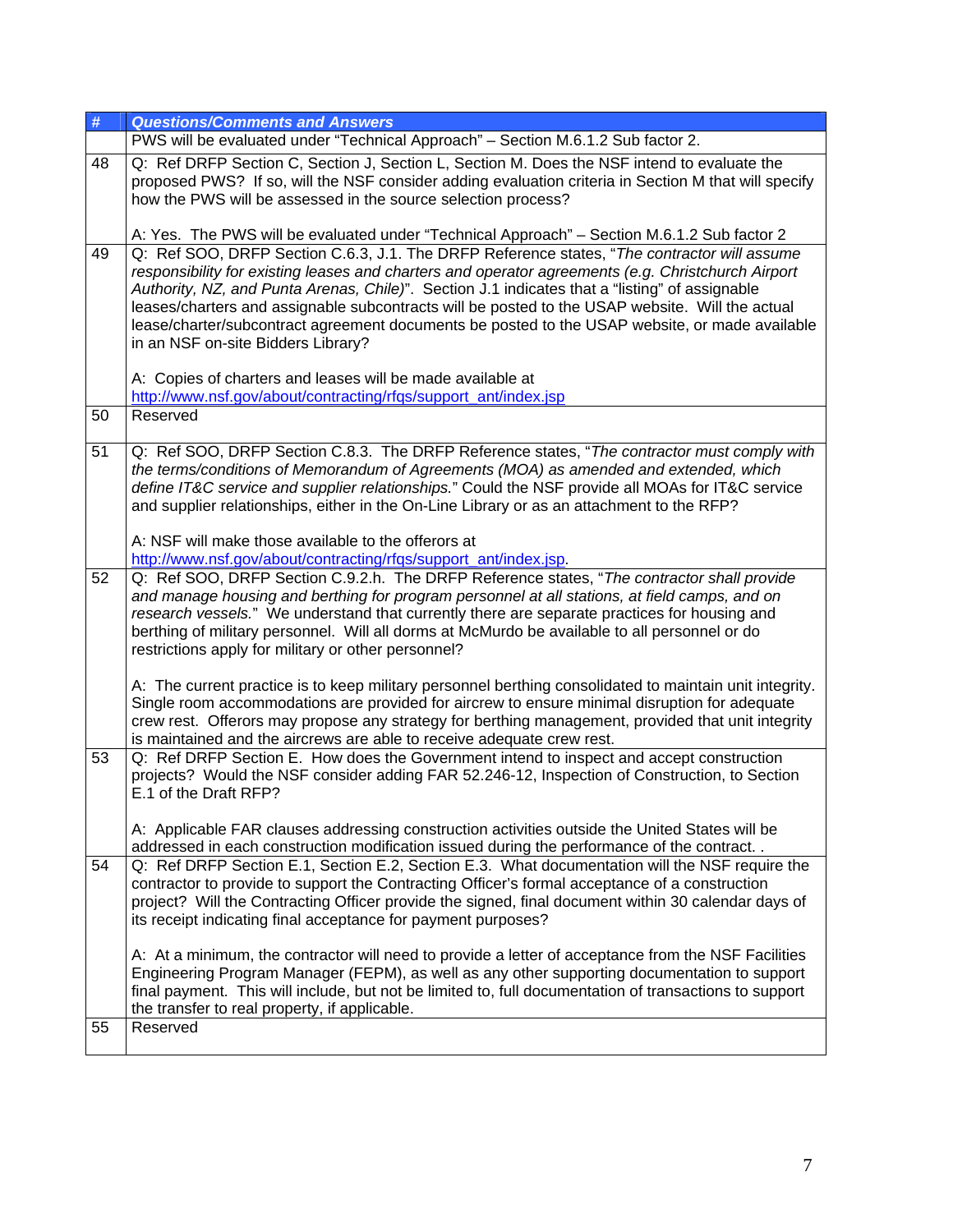| # | *Questions/Comments and Answers* |
|---|---|
| | PWS will be evaluated under "Technical Approach" – Section M.6.1.2 Sub factor 2. |
| 48 | Q: Ref DRFP Section C, Section J, Section L, Section M. Does the NSF intend to evaluate the proposed PWS? If so, will the NSF consider adding evaluation criteria in Section M that will specify how the PWS will be assessed in the source selection process?<br><br>A: Yes. The PWS will be evaluated under "Technical Approach" – Section M.6.1.2 Sub factor 2 |
| 49 | Q: Ref SOO, DRFP Section C.6.3, J.1. The DRFP Reference states, "*The contractor will assume responsibility for existing leases and charters and operator agreements (e.g. Christchurch Airport Authority, NZ, and Punta Arenas, Chile)*". Section J.1 indicates that a "listing" of assignable leases/charters and assignable subcontracts will be posted to the USAP website. Will the actual lease/charter/subcontract agreement documents be posted to the USAP website, or made available in an NSF on-site Bidders Library?<br><br>A: Copies of charters and leases will be made available at http://www.nsf.gov/about/contracting/rfqs/support_ant/index.jsp |
| 50 | Reserved |
| 51 | Q: Ref SOO, DRFP Section C.8.3. The DRFP Reference states, "*The contractor must comply with the terms/conditions of Memorandum of Agreements (MOA) as amended and extended, which define IT&C service and supplier relationships.*" Could the NSF provide all MOAs for IT&C service and supplier relationships, either in the On-Line Library or as an attachment to the RFP?<br><br>A: NSF will make those available to the offerors at http://www.nsf.gov/about/contracting/rfqs/support_ant/index.jsp. |
| 52 | Q: Ref SOO, DRFP Section C.9.2.h. The DRFP Reference states, "*The contractor shall provide and manage housing and berthing for program personnel at all stations, at field camps, and on research vessels.*" We understand that currently there are separate practices for housing and berthing of military personnel. Will all dorms at McMurdo be available to all personnel or do restrictions apply for military or other personnel?<br><br>A: The current practice is to keep military personnel berthing consolidated to maintain unit integrity. Single room accommodations are provided for aircrew to ensure minimal disruption for adequate crew rest. Offerors may propose any strategy for berthing management, provided that unit integrity is maintained and the aircrews are able to receive adequate crew rest. |
| 53 | Q: Ref DRFP Section E. How does the Government intend to inspect and accept construction projects? Would the NSF consider adding FAR 52.246-12, Inspection of Construction, to Section E.1 of the Draft RFP?<br><br>A: Applicable FAR clauses addressing construction activities outside the United States will be addressed in each construction modification issued during the performance of the contract. . |
| 54 | Q: Ref DRFP Section E.1, Section E.2, Section E.3. What documentation will the NSF require the contractor to provide to support the Contracting Officer's formal acceptance of a construction project? Will the Contracting Officer provide the signed, final document within 30 calendar days of its receipt indicating final acceptance for payment purposes?<br><br>A: At a minimum, the contractor will need to provide a letter of acceptance from the NSF Facilities Engineering Program Manager (FEPM), as well as any other supporting documentation to support final payment. This will include, but not be limited to, full documentation of transactions to support the transfer to real property, if applicable. |
| 55 | Reserved |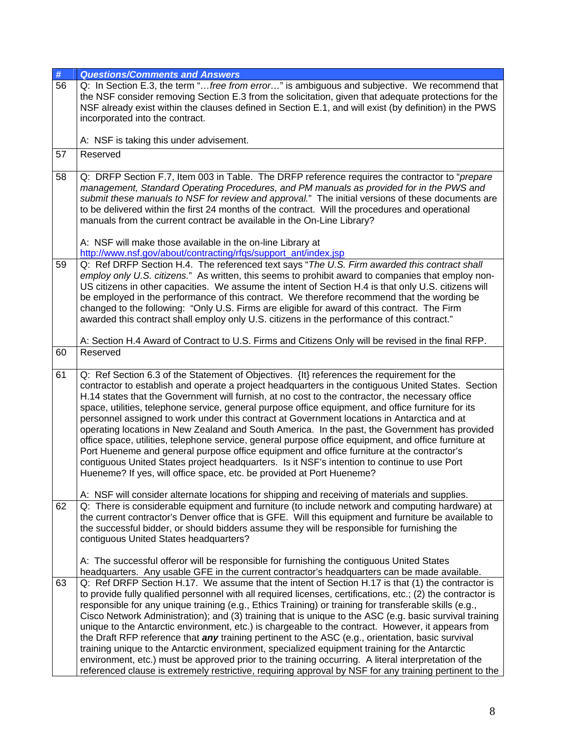| # | *Questions/Comments and Answers* |
|---|---|
| 56 | Q: In Section E.3, the term "*…free from error…*" is ambiguous and subjective. We recommend that the NSF consider removing Section E.3 from the solicitation, given that adequate protections for the NSF already exist within the clauses defined in Section E.1, and will exist (by definition) in the PWS incorporated into the contract.<br><br>A: NSF is taking this under advisement. |
| 57 | Reserved |
| 58 | Q: DRFP Section F.7, Item 003 in Table. The DRFP reference requires the contractor to "*prepare management, Standard Operating Procedures, and PM manuals as provided for in the PWS and submit these manuals to NSF for review and approval.*" The initial versions of these documents are to be delivered within the first 24 months of the contract. Will the procedures and operational manuals from the current contract be available in the On-Line Library?<br><br>A: NSF will make those available in the on-line Library at http://www.nsf.gov/about/contracting/rfqs/support_ant/index.jsp |
| 59 | Q: Ref DRFP Section H.4. The referenced text says "*The U.S. Firm awarded this contract shall employ only U.S. citizens.*" As written, this seems to prohibit award to companies that employ non-US citizens in other capacities. We assume the intent of Section H.4 is that only U.S. citizens will be employed in the performance of this contract. We therefore recommend that the wording be changed to the following: "Only U.S. Firms are eligible for award of this contract. The Firm awarded this contract shall employ only U.S. citizens in the performance of this contract."<br><br>A: Section H.4 Award of Contract to U.S. Firms and Citizens Only will be revised in the final RFP. |
| 60 | Reserved |
| 61 | Q: Ref Section 6.3 of the Statement of Objectives. {It} references the requirement for the contractor to establish and operate a project headquarters in the contiguous United States. Section H.14 states that the Government will furnish, at no cost to the contractor, the necessary office space, utilities, telephone service, general purpose office equipment, and office furniture for its personnel assigned to work under this contract at Government locations in Antarctica and at operating locations in New Zealand and South America. In the past, the Government has provided office space, utilities, telephone service, general purpose office equipment, and office furniture at Port Hueneme and general purpose office equipment and office furniture at the contractor's contiguous United States project headquarters. Is it NSF's intention to continue to use Port Hueneme? If yes, will office space, etc. be provided at Port Hueneme?<br><br>A: NSF will consider alternate locations for shipping and receiving of materials and supplies. |
| 62 | Q: There is considerable equipment and furniture (to include network and computing hardware) at the current contractor's Denver office that is GFE. Will this equipment and furniture be available to the successful bidder, or should bidders assume they will be responsible for furnishing the contiguous United States headquarters?<br><br>A: The successful offeror will be responsible for furnishing the contiguous United States headquarters. Any usable GFE in the current contractor's headquarters can be made available. |
| 63 | Q: Ref DRFP Section H.17. We assume that the intent of Section H.17 is that (1) the contractor is to provide fully qualified personnel with all required licenses, certifications, etc.; (2) the contractor is responsible for any unique training (e.g., Ethics Training) or training for transferable skills (e.g., Cisco Network Administration); and (3) training that is unique to the ASC (e.g. basic survival training unique to the Antarctic environment, etc.) is chargeable to the contract. However, it appears from the Draft RFP reference that ***any*** training pertinent to the ASC (e.g., orientation, basic survival training unique to the Antarctic environment, specialized equipment training for the Antarctic environment, etc.) must be approved prior to the training occurring. A literal interpretation of the referenced clause is extremely restrictive, requiring approval by NSF for any training pertinent to the |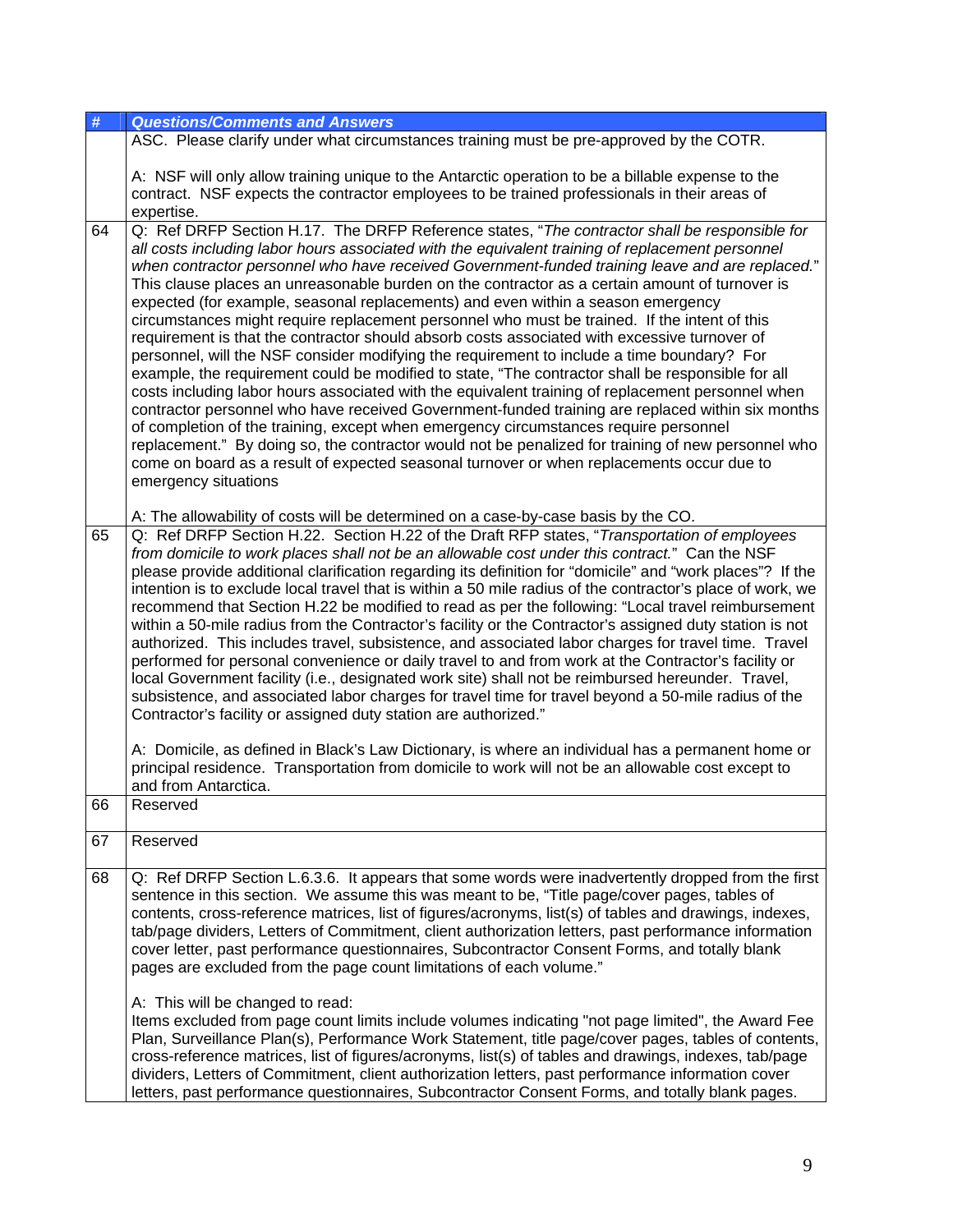| # | *Questions/Comments and Answers* |
|---|---|
| | ASC. Please clarify under what circumstances training must be pre-approved by the COTR.<br><br>A: NSF will only allow training unique to the Antarctic operation to be a billable expense to the contract. NSF expects the contractor employees to be trained professionals in their areas of expertise. |
| 64 | Q: Ref DRFP Section H.17. The DRFP Reference states, "*The contractor shall be responsible for all costs including labor hours associated with the equivalent training of replacement personnel when contractor personnel who have received Government-funded training leave and are replaced.*" This clause places an unreasonable burden on the contractor as a certain amount of turnover is expected (for example, seasonal replacements) and even within a season emergency circumstances might require replacement personnel who must be trained. If the intent of this requirement is that the contractor should absorb costs associated with excessive turnover of personnel, will the NSF consider modifying the requirement to include a time boundary? For example, the requirement could be modified to state, "The contractor shall be responsible for all costs including labor hours associated with the equivalent training of replacement personnel when contractor personnel who have received Government-funded training are replaced within six months of completion of the training, except when emergency circumstances require personnel replacement." By doing so, the contractor would not be penalized for training of new personnel who come on board as a result of expected seasonal turnover or when replacements occur due to emergency situations<br><br>A: The allowability of costs will be determined on a case-by-case basis by the CO. |
| 65 | Q: Ref DRFP Section H.22. Section H.22 of the Draft RFP states, "*Transportation of employees from domicile to work places shall not be an allowable cost under this contract.*" Can the NSF please provide additional clarification regarding its definition for "domicile" and "work places"? If the intention is to exclude local travel that is within a 50 mile radius of the contractor's place of work, we recommend that Section H.22 be modified to read as per the following: "Local travel reimbursement within a 50-mile radius from the Contractor's facility or the Contractor's assigned duty station is not authorized. This includes travel, subsistence, and associated labor charges for travel time. Travel performed for personal convenience or daily travel to and from work at the Contractor's facility or local Government facility (i.e., designated work site) shall not be reimbursed hereunder. Travel, subsistence, and associated labor charges for travel time for travel beyond a 50-mile radius of the Contractor's facility or assigned duty station are authorized."<br><br>A: Domicile, as defined in Black's Law Dictionary, is where an individual has a permanent home or principal residence. Transportation from domicile to work will not be an allowable cost except to and from Antarctica. |
| 66 | Reserved |
| 67 | Reserved |
| 68 | Q: Ref DRFP Section L.6.3.6. It appears that some words were inadvertently dropped from the first sentence in this section. We assume this was meant to be, "Title page/cover pages, tables of contents, cross-reference matrices, list of figures/acronyms, list(s) of tables and drawings, indexes, tab/page dividers, Letters of Commitment, client authorization letters, past performance information cover letter, past performance questionnaires, Subcontractor Consent Forms, and totally blank pages are excluded from the page count limitations of each volume."<br><br>A: This will be changed to read:<br>Items excluded from page count limits include volumes indicating "not page limited", the Award Fee Plan, Surveillance Plan(s), Performance Work Statement, title page/cover pages, tables of contents, cross-reference matrices, list of figures/acronyms, list(s) of tables and drawings, indexes, tab/page dividers, Letters of Commitment, client authorization letters, past performance information cover letters, past performance questionnaires, Subcontractor Consent Forms, and totally blank pages. |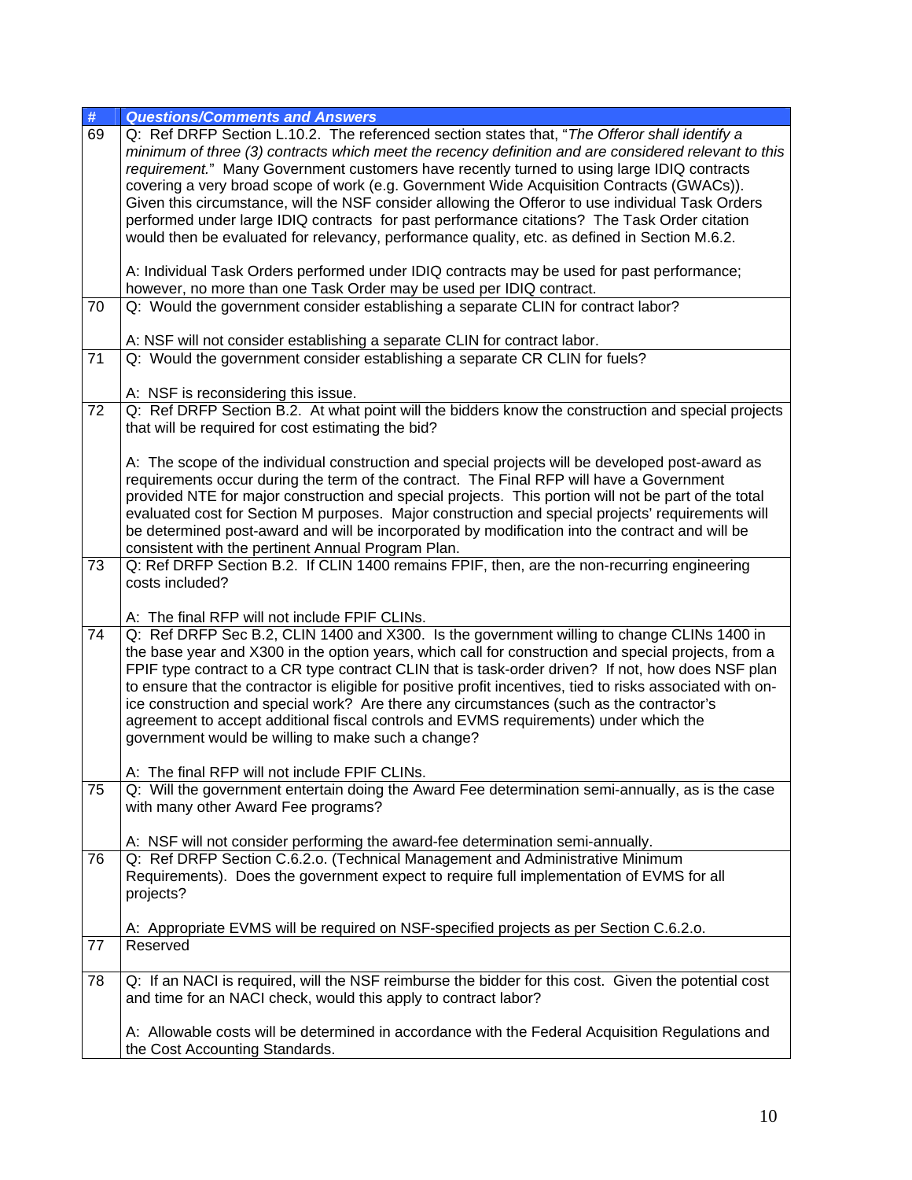| # | Questions/Comments and Answers |
|---|---|
| 69 | Q: Ref DRFP Section L.10.2. The referenced section states that, "*The Offeror shall identify a minimum of three (3) contracts which meet the recency definition and are considered relevant to this requirement.*" Many Government customers have recently turned to using large IDIQ contracts covering a very broad scope of work (e.g. Government Wide Acquisition Contracts (GWACs)). Given this circumstance, will the NSF consider allowing the Offeror to use individual Task Orders performed under large IDIQ contracts for past performance citations? The Task Order citation would then be evaluated for relevancy, performance quality, etc. as defined in Section M.6.2.<br><br>A: Individual Task Orders performed under IDIQ contracts may be used for past performance; however, no more than one Task Order may be used per IDIQ contract. |
| 70 | Q: Would the government consider establishing a separate CLIN for contract labor?<br><br>A: NSF will not consider establishing a separate CLIN for contract labor. |
| 71 | Q: Would the government consider establishing a separate CR CLIN for fuels?<br><br>A: NSF is reconsidering this issue. |
| 72 | Q: Ref DRFP Section B.2. At what point will the bidders know the construction and special projects that will be required for cost estimating the bid?<br><br>A: The scope of the individual construction and special projects will be developed post-award as requirements occur during the term of the contract. The Final RFP will have a Government provided NTE for major construction and special projects. This portion will not be part of the total evaluated cost for Section M purposes. Major construction and special projects' requirements will be determined post-award and will be incorporated by modification into the contract and will be consistent with the pertinent Annual Program Plan. |
| 73 | Q: Ref DRFP Section B.2. If CLIN 1400 remains FPIF, then, are the non-recurring engineering costs included?<br><br>A: The final RFP will not include FPIF CLINs. |
| 74 | Q: Ref DRFP Sec B.2, CLIN 1400 and X300. Is the government willing to change CLINs 1400 in the base year and X300 in the option years, which call for construction and special projects, from a FPIF type contract to a CR type contract CLIN that is task-order driven? If not, how does NSF plan to ensure that the contractor is eligible for positive profit incentives, tied to risks associated with on-ice construction and special work? Are there any circumstances (such as the contractor's agreement to accept additional fiscal controls and EVMS requirements) under which the government would be willing to make such a change?<br><br>A: The final RFP will not include FPIF CLINs. |
| 75 | Q: Will the government entertain doing the Award Fee determination semi-annually, as is the case with many other Award Fee programs?<br><br>A: NSF will not consider performing the award-fee determination semi-annually. |
| 76 | Q: Ref DRFP Section C.6.2.o. (Technical Management and Administrative Minimum Requirements). Does the government expect to require full implementation of EVMS for all projects?<br><br>A: Appropriate EVMS will be required on NSF-specified projects as per Section C.6.2.o. |
| 77 | Reserved |
| 78 | Q: If an NACI is required, will the NSF reimburse the bidder for this cost. Given the potential cost and time for an NACI check, would this apply to contract labor?<br><br>A: Allowable costs will be determined in accordance with the Federal Acquisition Regulations and the Cost Accounting Standards. |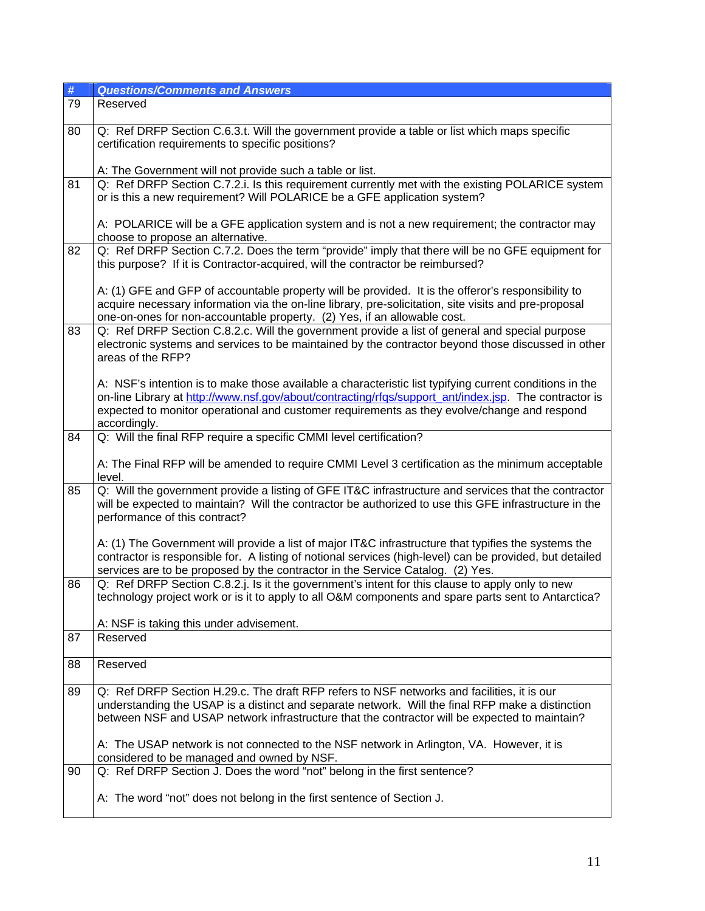| # | *Questions/Comments and Answers* |
|---|---|
| 79 | Reserved |
| 80 | Q: Ref DRFP Section C.6.3.t. Will the government provide a table or list which maps specific certification requirements to specific positions?<br><br>A: The Government will not provide such a table or list. |
| 81 | Q: Ref DRFP Section C.7.2.i. Is this requirement currently met with the existing POLARICE system or is this a new requirement? Will POLARICE be a GFE application system?<br><br>A: POLARICE will be a GFE application system and is not a new requirement; the contractor may choose to propose an alternative. |
| 82 | Q: Ref DRFP Section C.7.2. Does the term "provide" imply that there will be no GFE equipment for this purpose? If it is Contractor-acquired, will the contractor be reimbursed?<br><br>A: (1) GFE and GFP of accountable property will be provided. It is the offeror's responsibility to acquire necessary information via the on-line library, pre-solicitation, site visits and pre-proposal one-on-ones for non-accountable property. (2) Yes, if an allowable cost. |
| 83 | Q: Ref DRFP Section C.8.2.c. Will the government provide a list of general and special purpose electronic systems and services to be maintained by the contractor beyond those discussed in other areas of the RFP?<br><br>A: NSF's intention is to make those available a characteristic list typifying current conditions in the on-line Library at http://www.nsf.gov/about/contracting/rfqs/support_ant/index.jsp. The contractor is expected to monitor operational and customer requirements as they evolve/change and respond accordingly. |
| 84 | Q: Will the final RFP require a specific CMMI level certification?<br><br>A: The Final RFP will be amended to require CMMI Level 3 certification as the minimum acceptable level. |
| 85 | Q: Will the government provide a listing of GFE IT&C infrastructure and services that the contractor will be expected to maintain? Will the contractor be authorized to use this GFE infrastructure in the performance of this contract?<br><br>A: (1) The Government will provide a list of major IT&C infrastructure that typifies the systems the contractor is responsible for. A listing of notional services (high-level) can be provided, but detailed services are to be proposed by the contractor in the Service Catalog. (2) Yes. |
| 86 | Q: Ref DRFP Section C.8.2.j. Is it the government's intent for this clause to apply only to new technology project work or is it to apply to all O&M components and spare parts sent to Antarctica?<br><br>A: NSF is taking this under advisement. |
| 87 | Reserved |
| 88 | Reserved |
| 89 | Q: Ref DRFP Section H.29.c. The draft RFP refers to NSF networks and facilities, it is our understanding the USAP is a distinct and separate network. Will the final RFP make a distinction between NSF and USAP network infrastructure that the contractor will be expected to maintain?<br><br>A: The USAP network is not connected to the NSF network in Arlington, VA. However, it is considered to be managed and owned by NSF. |
| 90 | Q: Ref DRFP Section J. Does the word "not" belong in the first sentence?<br><br>A: The word "not" does not belong in the first sentence of Section J. |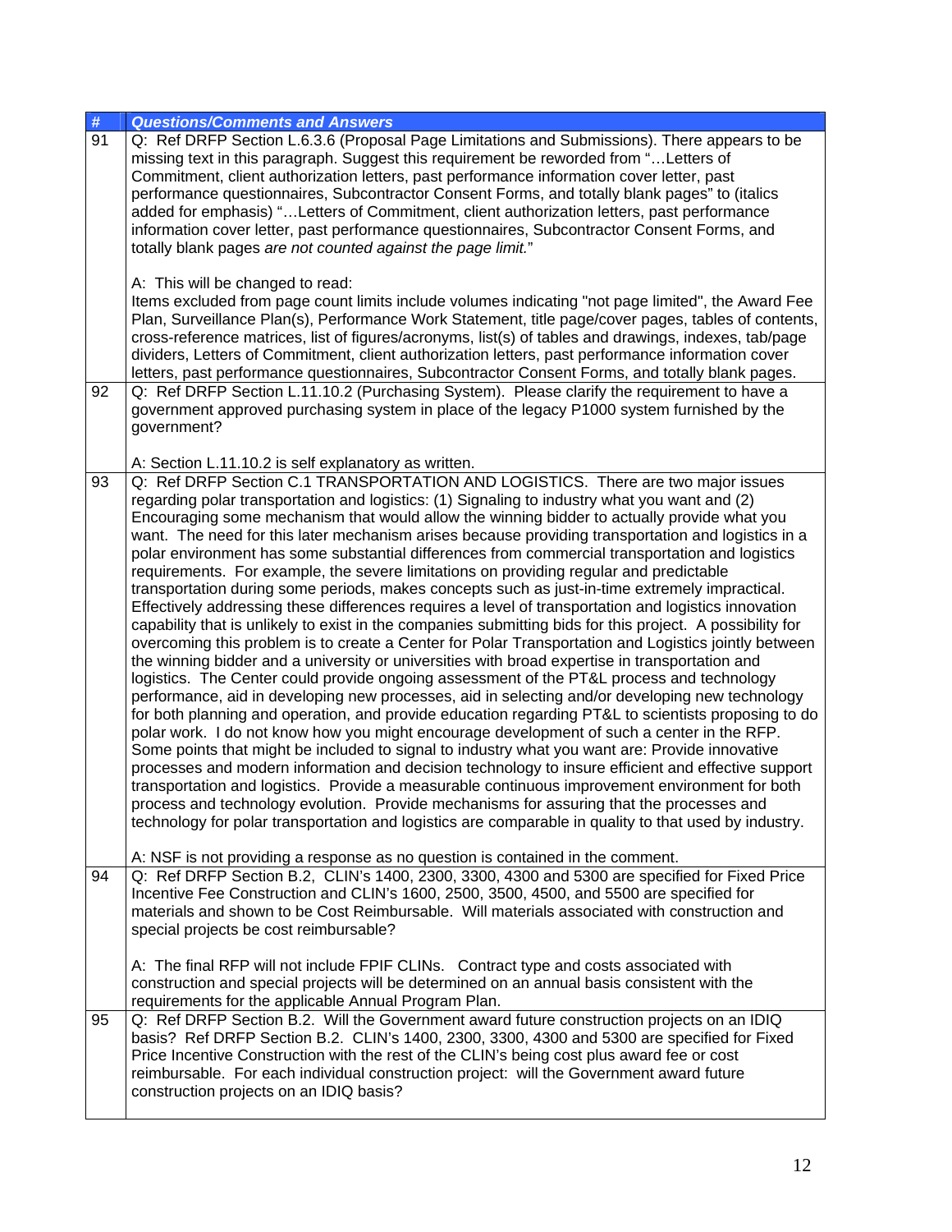| # | *Questions/Comments and Answers* |
|---|---|
| 91 | Q: Ref DRFP Section L.6.3.6 (Proposal Page Limitations and Submissions). There appears to be missing text in this paragraph. Suggest this requirement be reworded from "…Letters of Commitment, client authorization letters, past performance information cover letter, past performance questionnaires, Subcontractor Consent Forms, and totally blank pages" to (italics added for emphasis) "…Letters of Commitment, client authorization letters, past performance information cover letter, past performance questionnaires, Subcontractor Consent Forms, and totally blank pages *are not counted against the page limit.*"<br><br>A: This will be changed to read:<br>Items excluded from page count limits include volumes indicating "not page limited", the Award Fee Plan, Surveillance Plan(s), Performance Work Statement, title page/cover pages, tables of contents, cross-reference matrices, list of figures/acronyms, list(s) of tables and drawings, indexes, tab/page dividers, Letters of Commitment, client authorization letters, past performance information cover letters, past performance questionnaires, Subcontractor Consent Forms, and totally blank pages. |
| 92 | Q: Ref DRFP Section L.11.10.2 (Purchasing System). Please clarify the requirement to have a government approved purchasing system in place of the legacy P1000 system furnished by the government?<br><br>A: Section L.11.10.2 is self explanatory as written. |
| 93 | Q: Ref DRFP Section C.1 TRANSPORTATION AND LOGISTICS. There are two major issues regarding polar transportation and logistics: (1) Signaling to industry what you want and (2) Encouraging some mechanism that would allow the winning bidder to actually provide what you want. The need for this later mechanism arises because providing transportation and logistics in a polar environment has some substantial differences from commercial transportation and logistics requirements. For example, the severe limitations on providing regular and predictable transportation during some periods, makes concepts such as just-in-time extremely impractical. Effectively addressing these differences requires a level of transportation and logistics innovation capability that is unlikely to exist in the companies submitting bids for this project. A possibility for overcoming this problem is to create a Center for Polar Transportation and Logistics jointly between the winning bidder and a university or universities with broad expertise in transportation and logistics. The Center could provide ongoing assessment of the PT&L process and technology performance, aid in developing new processes, aid in selecting and/or developing new technology for both planning and operation, and provide education regarding PT&L to scientists proposing to do polar work. I do not know how you might encourage development of such a center in the RFP. Some points that might be included to signal to industry what you want are: Provide innovative processes and modern information and decision technology to insure efficient and effective support transportation and logistics. Provide a measurable continuous improvement environment for both process and technology evolution. Provide mechanisms for assuring that the processes and technology for polar transportation and logistics are comparable in quality to that used by industry.<br><br>A: NSF is not providing a response as no question is contained in the comment. |
| 94 | Q: Ref DRFP Section B.2, CLIN's 1400, 2300, 3300, 4300 and 5300 are specified for Fixed Price Incentive Fee Construction and CLIN's 1600, 2500, 3500, 4500, and 5500 are specified for materials and shown to be Cost Reimbursable. Will materials associated with construction and special projects be cost reimbursable?<br><br>A: The final RFP will not include FPIF CLINs. Contract type and costs associated with construction and special projects will be determined on an annual basis consistent with the requirements for the applicable Annual Program Plan. |
| 95 | Q: Ref DRFP Section B.2. Will the Government award future construction projects on an IDIQ basis? Ref DRFP Section B.2. CLIN's 1400, 2300, 3300, 4300 and 5300 are specified for Fixed Price Incentive Construction with the rest of the CLIN's being cost plus award fee or cost reimbursable. For each individual construction project: will the Government award future construction projects on an IDIQ basis? |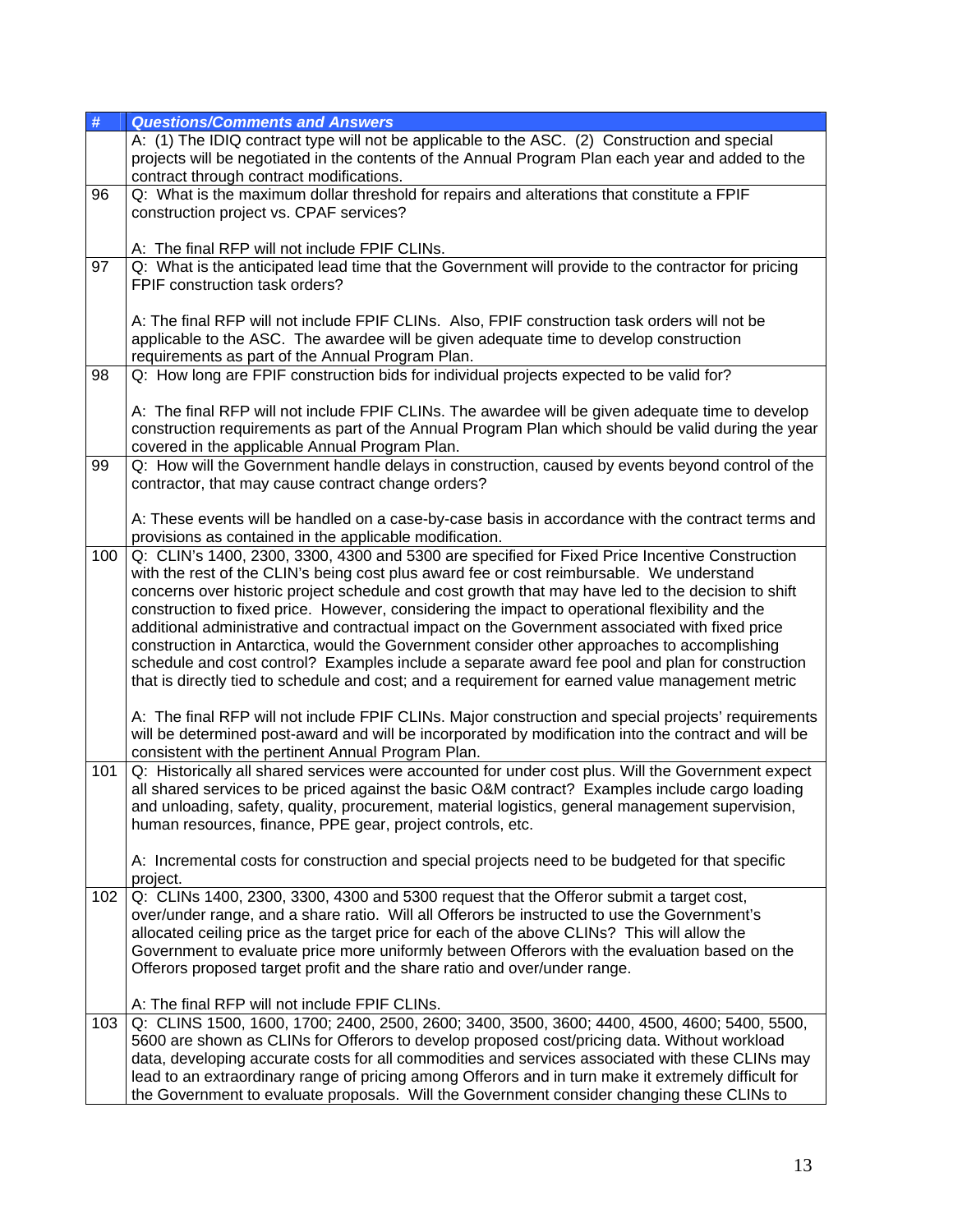| # | *Questions/Comments and Answers* |
|---|---|
| | A: (1) The IDIQ contract type will not be applicable to the ASC. (2) Construction and special projects will be negotiated in the contents of the Annual Program Plan each year and added to the contract through contract modifications. |
| 96 | Q: What is the maximum dollar threshold for repairs and alterations that constitute a FPIF construction project vs. CPAF services?<br><br>A: The final RFP will not include FPIF CLINs. |
| 97 | Q: What is the anticipated lead time that the Government will provide to the contractor for pricing FPIF construction task orders?<br><br>A: The final RFP will not include FPIF CLINs. Also, FPIF construction task orders will not be applicable to the ASC. The awardee will be given adequate time to develop construction requirements as part of the Annual Program Plan. |
| 98 | Q: How long are FPIF construction bids for individual projects expected to be valid for?<br><br>A: The final RFP will not include FPIF CLINs. The awardee will be given adequate time to develop construction requirements as part of the Annual Program Plan which should be valid during the year covered in the applicable Annual Program Plan. |
| 99 | Q: How will the Government handle delays in construction, caused by events beyond control of the contractor, that may cause contract change orders?<br><br>A: These events will be handled on a case-by-case basis in accordance with the contract terms and provisions as contained in the applicable modification. |
| 100 | Q: CLIN's 1400, 2300, 3300, 4300 and 5300 are specified for Fixed Price Incentive Construction with the rest of the CLIN's being cost plus award fee or cost reimbursable. We understand concerns over historic project schedule and cost growth that may have led to the decision to shift construction to fixed price. However, considering the impact to operational flexibility and the additional administrative and contractual impact on the Government associated with fixed price construction in Antarctica, would the Government consider other approaches to accomplishing schedule and cost control? Examples include a separate award fee pool and plan for construction that is directly tied to schedule and cost; and a requirement for earned value management metric<br><br>A: The final RFP will not include FPIF CLINs. Major construction and special projects' requirements will be determined post-award and will be incorporated by modification into the contract and will be consistent with the pertinent Annual Program Plan. |
| 101 | Q: Historically all shared services were accounted for under cost plus. Will the Government expect all shared services to be priced against the basic O&M contract? Examples include cargo loading and unloading, safety, quality, procurement, material logistics, general management supervision, human resources, finance, PPE gear, project controls, etc.<br><br>A: Incremental costs for construction and special projects need to be budgeted for that specific project. |
| 102 | Q: CLINs 1400, 2300, 3300, 4300 and 5300 request that the Offeror submit a target cost, over/under range, and a share ratio. Will all Offerors be instructed to use the Government's allocated ceiling price as the target price for each of the above CLINs? This will allow the Government to evaluate price more uniformly between Offerors with the evaluation based on the Offerors proposed target profit and the share ratio and over/under range.<br><br>A: The final RFP will not include FPIF CLINs. |
| 103 | Q: CLINS 1500, 1600, 1700; 2400, 2500, 2600; 3400, 3500, 3600; 4400, 4500, 4600; 5400, 5500, 5600 are shown as CLINs for Offerors to develop proposed cost/pricing data. Without workload data, developing accurate costs for all commodities and services associated with these CLINs may lead to an extraordinary range of pricing among Offerors and in turn make it extremely difficult for the Government to evaluate proposals. Will the Government consider changing these CLINs to |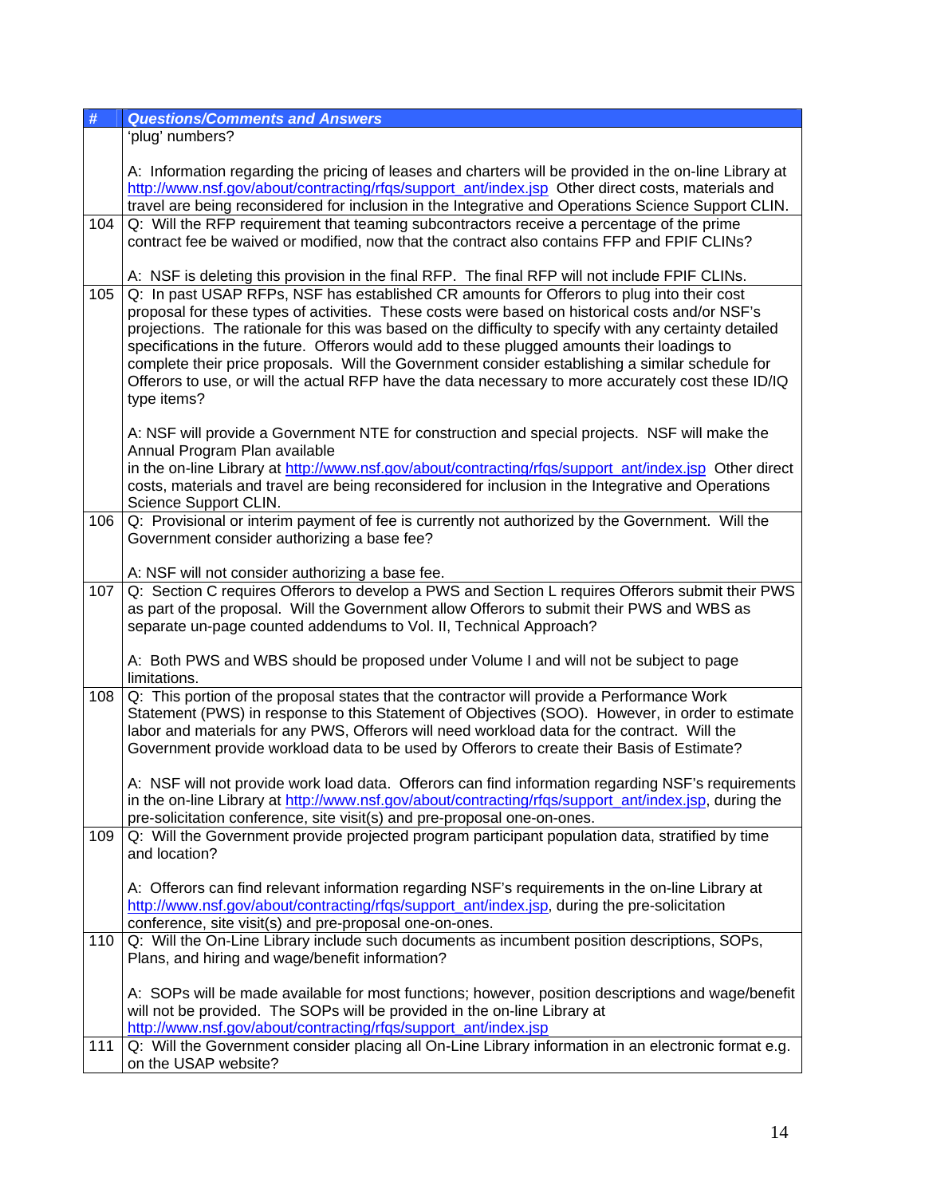| # | Questions/Comments and Answers |
|---|---|
| | 'plug' numbers?<br><br>A: Information regarding the pricing of leases and charters will be provided in the on-line Library at http://www.nsf.gov/about/contracting/rfqs/support_ant/index.jsp Other direct costs, materials and travel are being reconsidered for inclusion in the Integrative and Operations Science Support CLIN. |
| 104 | Q: Will the RFP requirement that teaming subcontractors receive a percentage of the prime contract fee be waived or modified, now that the contract also contains FFP and FPIF CLINs?<br><br>A: NSF is deleting this provision in the final RFP. The final RFP will not include FPIF CLINs. |
| 105 | Q: In past USAP RFPs, NSF has established CR amounts for Offerors to plug into their cost proposal for these types of activities. These costs were based on historical costs and/or NSF's projections. The rationale for this was based on the difficulty to specify with any certainty detailed specifications in the future. Offerors would add to these plugged amounts their loadings to complete their price proposals. Will the Government consider establishing a similar schedule for Offerors to use, or will the actual RFP have the data necessary to more accurately cost these ID/IQ type items?<br><br>A: NSF will provide a Government NTE for construction and special projects. NSF will make the Annual Program Plan available in the on-line Library at http://www.nsf.gov/about/contracting/rfqs/support_ant/index.jsp Other direct costs, materials and travel are being reconsidered for inclusion in the Integrative and Operations Science Support CLIN. |
| 106 | Q: Provisional or interim payment of fee is currently not authorized by the Government. Will the Government consider authorizing a base fee?<br><br>A: NSF will not consider authorizing a base fee. |
| 107 | Q: Section C requires Offerors to develop a PWS and Section L requires Offerors submit their PWS as part of the proposal. Will the Government allow Offerors to submit their PWS and WBS as separate un-page counted addendums to Vol. II, Technical Approach?<br><br>A: Both PWS and WBS should be proposed under Volume I and will not be subject to page limitations. |
| 108 | Q: This portion of the proposal states that the contractor will provide a Performance Work Statement (PWS) in response to this Statement of Objectives (SOO). However, in order to estimate labor and materials for any PWS, Offerors will need workload data for the contract. Will the Government provide workload data to be used by Offerors to create their Basis of Estimate?<br><br>A: NSF will not provide work load data. Offerors can find information regarding NSF's requirements in the on-line Library at http://www.nsf.gov/about/contracting/rfqs/support_ant/index.jsp, during the pre-solicitation conference, site visit(s) and pre-proposal one-on-ones. |
| 109 | Q: Will the Government provide projected program participant population data, stratified by time and location?<br><br>A: Offerors can find relevant information regarding NSF's requirements in the on-line Library at http://www.nsf.gov/about/contracting/rfqs/support_ant/index.jsp, during the pre-solicitation conference, site visit(s) and pre-proposal one-on-ones. |
| 110 | Q: Will the On-Line Library include such documents as incumbent position descriptions, SOPs, Plans, and hiring and wage/benefit information?<br><br>A: SOPs will be made available for most functions; however, position descriptions and wage/benefit will not be provided. The SOPs will be provided in the on-line Library at http://www.nsf.gov/about/contracting/rfqs/support_ant/index.jsp |
| 111 | Q: Will the Government consider placing all On-Line Library information in an electronic format e.g. on the USAP website? |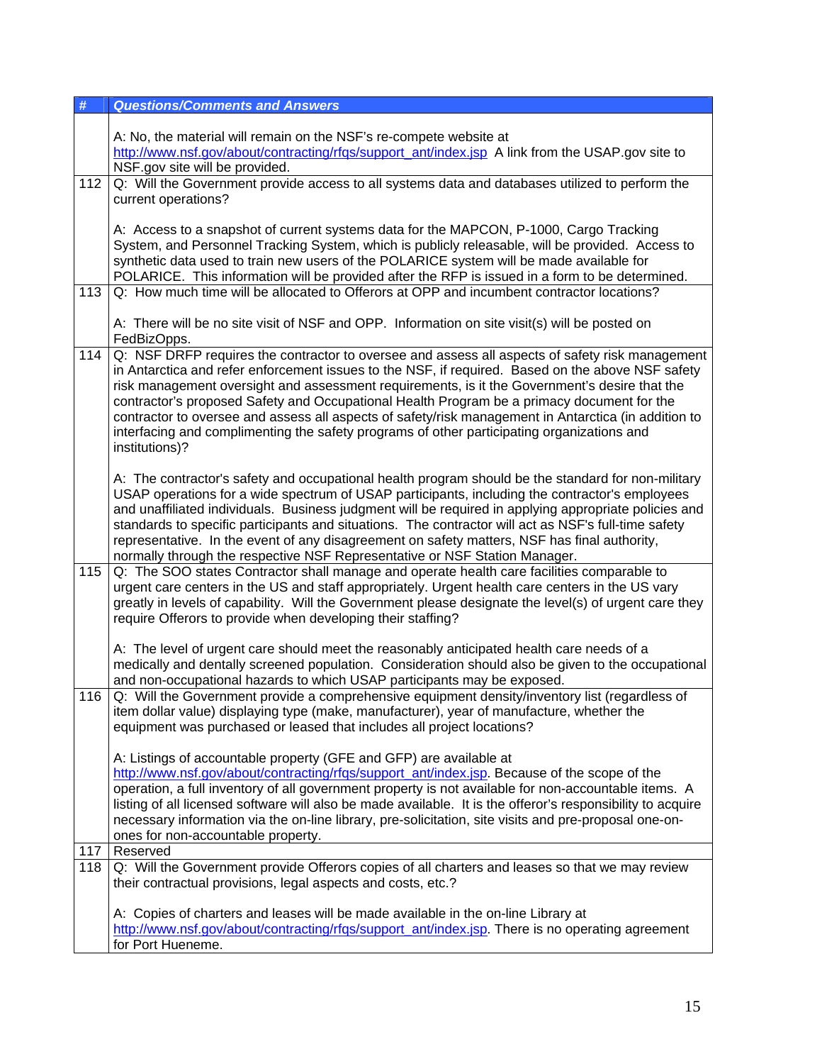| # | *Questions/Comments and Answers* |
|---|---|
| | A: No, the material will remain on the NSF's re-compete website at http://www.nsf.gov/about/contracting/rfqs/support_ant/index.jsp A link from the USAP.gov site to NSF.gov site will be provided. |
| 112 | Q: Will the Government provide access to all systems data and databases utilized to perform the current operations?<br><br>A: Access to a snapshot of current systems data for the MAPCON, P-1000, Cargo Tracking System, and Personnel Tracking System, which is publicly releasable, will be provided. Access to synthetic data used to train new users of the POLARICE system will be made available for POLARICE. This information will be provided after the RFP is issued in a form to be determined. |
| 113 | Q: How much time will be allocated to Offerors at OPP and incumbent contractor locations?<br><br>A: There will be no site visit of NSF and OPP. Information on site visit(s) will be posted on FedBizOpps. |
| 114 | Q: NSF DRFP requires the contractor to oversee and assess all aspects of safety risk management in Antarctica and refer enforcement issues to the NSF, if required. Based on the above NSF safety risk management oversight and assessment requirements, is it the Government's desire that the contractor's proposed Safety and Occupational Health Program be a primacy document for the contractor to oversee and assess all aspects of safety/risk management in Antarctica (in addition to interfacing and complimenting the safety programs of other participating organizations and institutions)?<br><br>A: The contractor's safety and occupational health program should be the standard for non-military USAP operations for a wide spectrum of USAP participants, including the contractor's employees and unaffiliated individuals. Business judgment will be required in applying appropriate policies and standards to specific participants and situations. The contractor will act as NSF's full-time safety representative. In the event of any disagreement on safety matters, NSF has final authority, normally through the respective NSF Representative or NSF Station Manager. |
| 115 | Q: The SOO states Contractor shall manage and operate health care facilities comparable to urgent care centers in the US and staff appropriately. Urgent health care centers in the US vary greatly in levels of capability. Will the Government please designate the level(s) of urgent care they require Offerors to provide when developing their staffing?<br><br>A: The level of urgent care should meet the reasonably anticipated health care needs of a medically and dentally screened population. Consideration should also be given to the occupational and non-occupational hazards to which USAP participants may be exposed. |
| 116 | Q: Will the Government provide a comprehensive equipment density/inventory list (regardless of item dollar value) displaying type (make, manufacturer), year of manufacture, whether the equipment was purchased or leased that includes all project locations?<br><br>A: Listings of accountable property (GFE and GFP) are available at http://www.nsf.gov/about/contracting/rfqs/support_ant/index.jsp. Because of the scope of the operation, a full inventory of all government property is not available for non-accountable items. A listing of all licensed software will also be made available. It is the offeror's responsibility to acquire necessary information via the on-line library, pre-solicitation, site visits and pre-proposal one-on-ones for non-accountable property. |
| 117 | Reserved |
| 118 | Q: Will the Government provide Offerors copies of all charters and leases so that we may review their contractual provisions, legal aspects and costs, etc.?<br><br>A: Copies of charters and leases will be made available in the on-line Library at http://www.nsf.gov/about/contracting/rfqs/support_ant/index.jsp. There is no operating agreement for Port Hueneme. |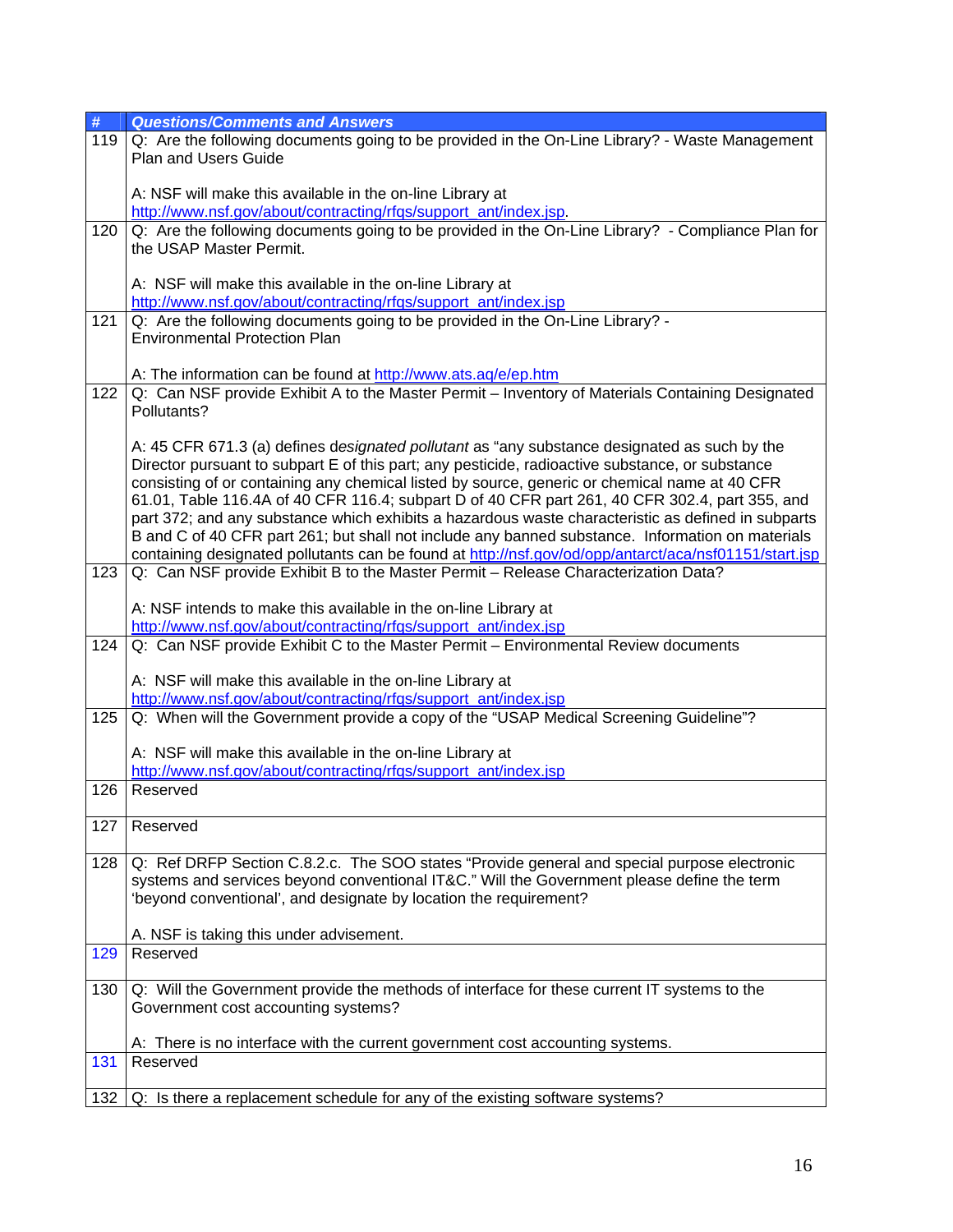| # | Questions/Comments and Answers |
|---|---|
| 119 | Q: Are the following documents going to be provided in the On-Line Library? - Waste Management Plan and Users Guide<br><br>A: NSF will make this available in the on-line Library at http://www.nsf.gov/about/contracting/rfqs/support_ant/index.jsp. |
| 120 | Q: Are the following documents going to be provided in the On-Line Library? - Compliance Plan for the USAP Master Permit.<br><br>A: NSF will make this available in the on-line Library at http://www.nsf.gov/about/contracting/rfqs/support_ant/index.jsp |
| 121 | Q: Are the following documents going to be provided in the On-Line Library? - Environmental Protection Plan<br><br>A: The information can be found at http://www.ats.aq/e/ep.htm |
| 122 | Q: Can NSF provide Exhibit A to the Master Permit – Inventory of Materials Containing Designated Pollutants?<br><br>A: 45 CFR 671.3 (a) defines d*esignated pollutant* as "any substance designated as such by the Director pursuant to subpart E of this part; any pesticide, radioactive substance, or substance consisting of or containing any chemical listed by source, generic or chemical name at 40 CFR 61.01, Table 116.4A of 40 CFR 116.4; subpart D of 40 CFR part 261, 40 CFR 302.4, part 355, and part 372; and any substance which exhibits a hazardous waste characteristic as defined in subparts B and C of 40 CFR part 261; but shall not include any banned substance. Information on materials containing designated pollutants can be found at http://nsf.gov/od/opp/antarct/aca/nsf01151/start.jsp |
| 123 | Q: Can NSF provide Exhibit B to the Master Permit – Release Characterization Data?<br><br>A: NSF intends to make this available in the on-line Library at http://www.nsf.gov/about/contracting/rfqs/support_ant/index.jsp |
| 124 | Q: Can NSF provide Exhibit C to the Master Permit – Environmental Review documents<br><br>A: NSF will make this available in the on-line Library at http://www.nsf.gov/about/contracting/rfqs/support_ant/index.jsp |
| 125 | Q: When will the Government provide a copy of the "USAP Medical Screening Guideline"?<br><br>A: NSF will make this available in the on-line Library at http://www.nsf.gov/about/contracting/rfqs/support_ant/index.jsp |
| 126 | Reserved |
| 127 | Reserved |
| 128 | Q: Ref DRFP Section C.8.2.c. The SOO states "Provide general and special purpose electronic systems and services beyond conventional IT&C." Will the Government please define the term 'beyond conventional', and designate by location the requirement?<br><br>A. NSF is taking this under advisement. |
| 129 | Reserved |
| 130 | Q: Will the Government provide the methods of interface for these current IT systems to the Government cost accounting systems?<br><br>A: There is no interface with the current government cost accounting systems. |
| 131 | Reserved |
| 132 | Q: Is there a replacement schedule for any of the existing software systems? |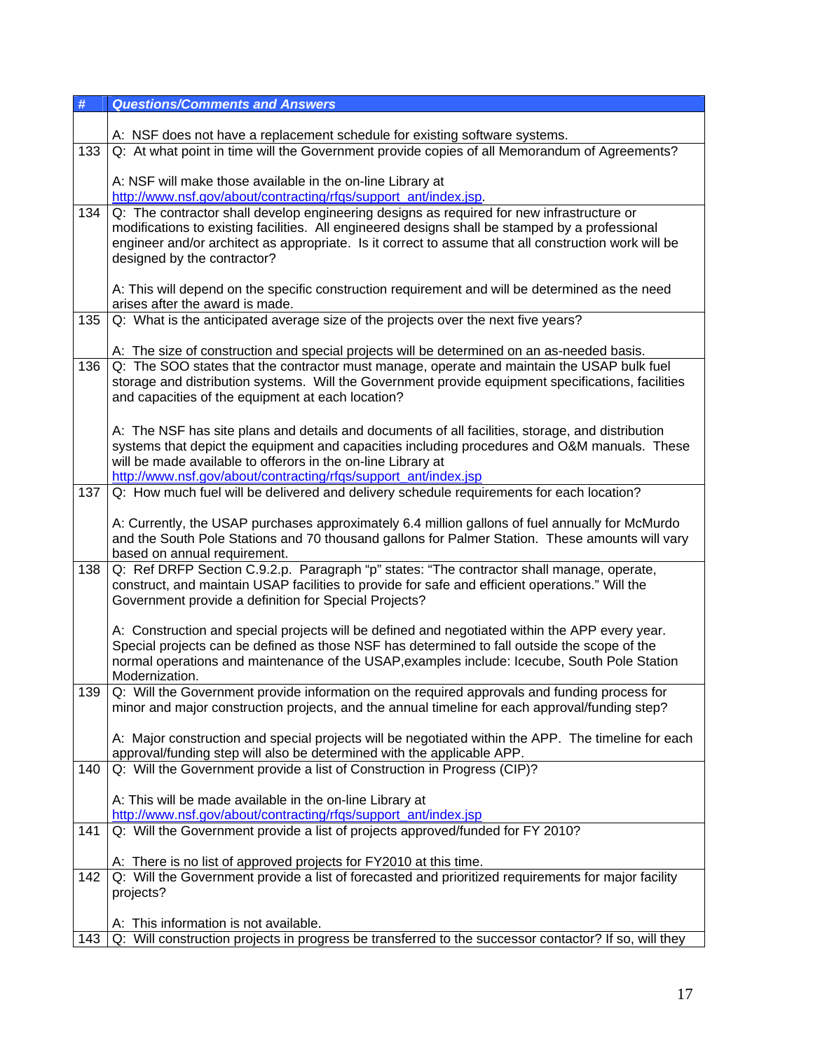| # | Questions/Comments and Answers |
|---|---|
| | A: NSF does not have a replacement schedule for existing software systems. |
| 133 | Q: At what point in time will the Government provide copies of all Memorandum of Agreements?<br><br>A: NSF will make those available in the on-line Library at http://www.nsf.gov/about/contracting/rfqs/support_ant/index.jsp. |
| 134 | Q: The contractor shall develop engineering designs as required for new infrastructure or modifications to existing facilities. All engineered designs shall be stamped by a professional engineer and/or architect as appropriate. Is it correct to assume that all construction work will be designed by the contractor?<br><br>A: This will depend on the specific construction requirement and will be determined as the need arises after the award is made. |
| 135 | Q: What is the anticipated average size of the projects over the next five years?<br><br>A: The size of construction and special projects will be determined on an as-needed basis. |
| 136 | Q: The SOO states that the contractor must manage, operate and maintain the USAP bulk fuel storage and distribution systems. Will the Government provide equipment specifications, facilities and capacities of the equipment at each location?<br><br>A: The NSF has site plans and details and documents of all facilities, storage, and distribution systems that depict the equipment and capacities including procedures and O&M manuals. These will be made available to offerors in the on-line Library at http://www.nsf.gov/about/contracting/rfqs/support_ant/index.jsp |
| 137 | Q: How much fuel will be delivered and delivery schedule requirements for each location?<br><br>A: Currently, the USAP purchases approximately 6.4 million gallons of fuel annually for McMurdo and the South Pole Stations and 70 thousand gallons for Palmer Station. These amounts will vary based on annual requirement. |
| 138 | Q: Ref DRFP Section C.9.2.p. Paragraph "p" states: "The contractor shall manage, operate, construct, and maintain USAP facilities to provide for safe and efficient operations." Will the Government provide a definition for Special Projects?<br><br>A: Construction and special projects will be defined and negotiated within the APP every year. Special projects can be defined as those NSF has determined to fall outside the scope of the normal operations and maintenance of the USAP,examples include: Icecube, South Pole Station Modernization. |
| 139 | Q: Will the Government provide information on the required approvals and funding process for minor and major construction projects, and the annual timeline for each approval/funding step?<br><br>A: Major construction and special projects will be negotiated within the APP. The timeline for each approval/funding step will also be determined with the applicable APP. |
| 140 | Q: Will the Government provide a list of Construction in Progress (CIP)?<br><br>A: This will be made available in the on-line Library at http://www.nsf.gov/about/contracting/rfqs/support_ant/index.jsp |
| 141 | Q: Will the Government provide a list of projects approved/funded for FY 2010?<br><br>A: There is no list of approved projects for FY2010 at this time. |
| 142 | Q: Will the Government provide a list of forecasted and prioritized requirements for major facility projects?<br><br>A: This information is not available. |
| 143 | Q: Will construction projects in progress be transferred to the successor contactor? If so, will they |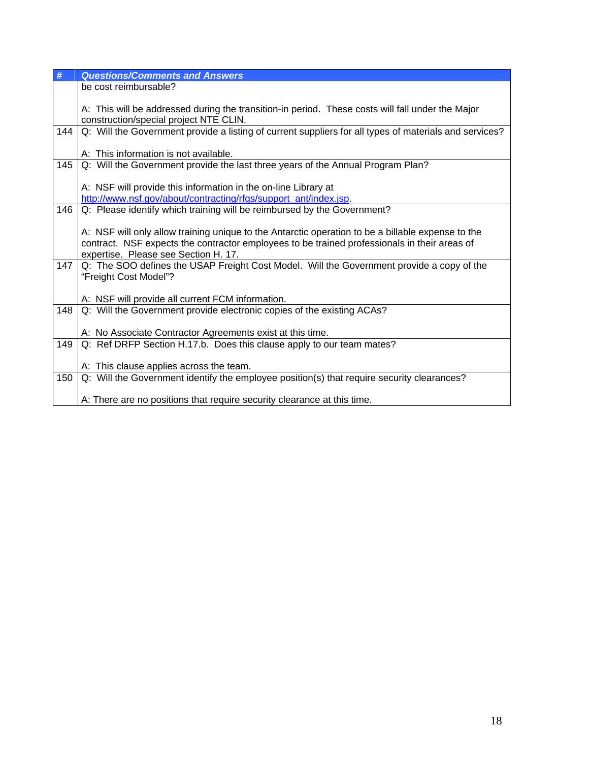| # | Questions/Comments and Answers |
| --- | --- |
| | be cost reimbursable?<br><br>A: This will be addressed during the transition-in period. These costs will fall under the Major construction/special project NTE CLIN. |
| 144 | Q: Will the Government provide a listing of current suppliers for all types of materials and services?<br><br>A: This information is not available. |
| 145 | Q: Will the Government provide the last three years of the Annual Program Plan?<br><br>A: NSF will provide this information in the on-line Library at http://www.nsf.gov/about/contracting/rfqs/support_ant/index.jsp. |
| 146 | Q: Please identify which training will be reimbursed by the Government?<br><br>A: NSF will only allow training unique to the Antarctic operation to be a billable expense to the contract. NSF expects the contractor employees to be trained professionals in their areas of expertise. Please see Section H. 17. |
| 147 | Q: The SOO defines the USAP Freight Cost Model. Will the Government provide a copy of the "Freight Cost Model"?<br><br>A: NSF will provide all current FCM information. |
| 148 | Q: Will the Government provide electronic copies of the existing ACAs?<br><br>A: No Associate Contractor Agreements exist at this time. |
| 149 | Q: Ref DRFP Section H.17.b. Does this clause apply to our team mates?<br><br>A: This clause applies across the team. |
| 150 | Q: Will the Government identify the employee position(s) that require security clearances?<br><br>A: There are no positions that require security clearance at this time. |